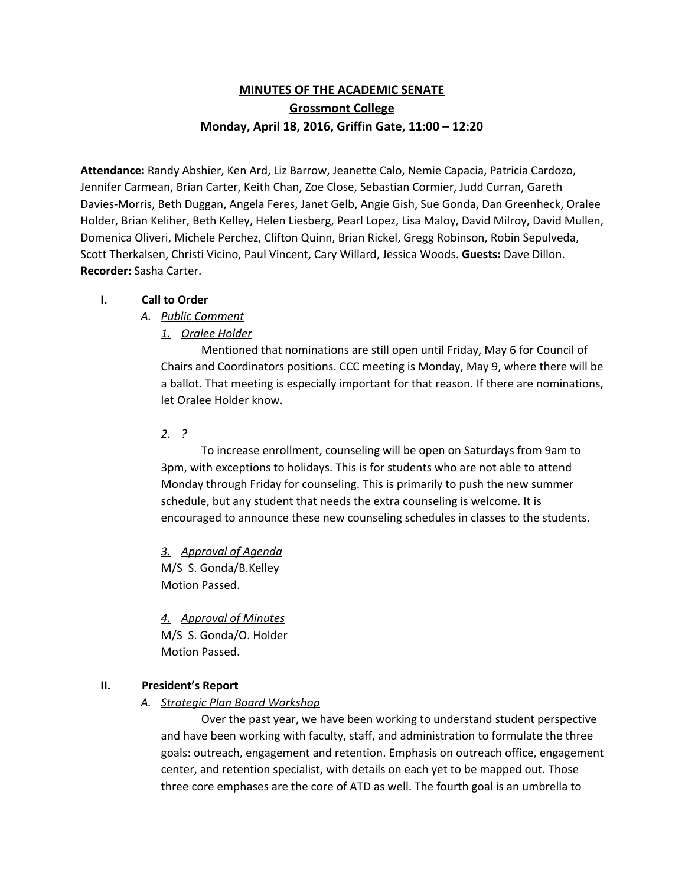# MINUTES OF THE ACADEMIC SENATE
## Grossmont College
## Monday, April 18, 2016, Griffin Gate, 11:00 – 12:20

**Attendance:** Randy Abshier, Ken Ard, Liz Barrow, Jeanette Calo, Nemie Capacia, Patricia Cardozo, Jennifer Carmean, Brian Carter, Keith Chan, Zoe Close, Sebastian Cormier, Judd Curran, Gareth Davies-Morris, Beth Duggan, Angela Feres, Janet Gelb, Angie Gish, Sue Gonda, Dan Greenheck, Oralee Holder, Brian Keliher, Beth Kelley, Helen Liesberg, Pearl Lopez, Lisa Maloy, David Milroy, David Mullen, Domenica Oliveri, Michele Perchez, Clifton Quinn, Brian Rickel, Gregg Robinson, Robin Sepulveda, Scott Therkalsen, Christi Vicino, Paul Vincent, Cary Willard, Jessica Woods. **Guests:** Dave Dillon. **Recorder:** Sasha Carter.

**I. Call to Order**

A. *Public Comment*

1. *Oralee Holder*

Mentioned that nominations are still open until Friday, May 6 for Council of Chairs and Coordinators positions. CCC meeting is Monday, May 9, where there will be a ballot. That meeting is especially important for that reason. If there are nominations, let Oralee Holder know.

2. *?*

To increase enrollment, counseling will be open on Saturdays from 9am to 3pm, with exceptions to holidays. This is for students who are not able to attend Monday through Friday for counseling. This is primarily to push the new summer schedule, but any student that needs the extra counseling is welcome. It is encouraged to announce these new counseling schedules in classes to the students.

3. *Approval of Agenda*

M/S S. Gonda/B.Kelley
Motion Passed.

4. *Approval of Minutes*

M/S S. Gonda/O. Holder
Motion Passed.

**II. President's Report**

A. *Strategic Plan Board Workshop*

Over the past year, we have been working to understand student perspective and have been working with faculty, staff, and administration to formulate the three goals: outreach, engagement and retention. Emphasis on outreach office, engagement center, and retention specialist, with details on each yet to be mapped out. Those three core emphases are the core of ATD as well. The fourth goal is an umbrella to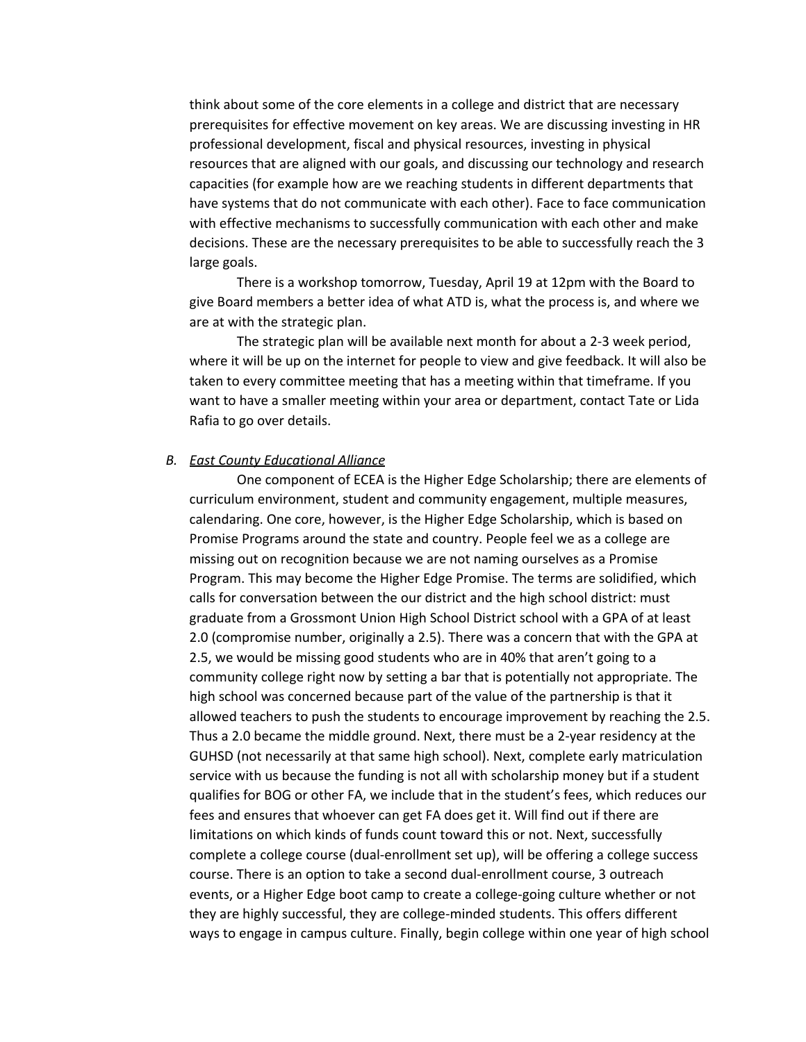think about some of the core elements in a college and district that are necessary prerequisites for effective movement on key areas. We are discussing investing in HR professional development, fiscal and physical resources, investing in physical resources that are aligned with our goals, and discussing our technology and research capacities (for example how are we reaching students in different departments that have systems that do not communicate with each other). Face to face communication with effective mechanisms to successfully communication with each other and make decisions. These are the necessary prerequisites to be able to successfully reach the 3 large goals.

There is a workshop tomorrow, Tuesday, April 19 at 12pm with the Board to give Board members a better idea of what ATD is, what the process is, and where we are at with the strategic plan.

The strategic plan will be available next month for about a 2-3 week period, where it will be up on the internet for people to view and give feedback. It will also be taken to every committee meeting that has a meeting within that timeframe. If you want to have a smaller meeting within your area or department, contact Tate or Lida Rafia to go over details.

*B. <u>East County Educational Alliance</u>*

One component of ECEA is the Higher Edge Scholarship; there are elements of curriculum environment, student and community engagement, multiple measures, calendaring. One core, however, is the Higher Edge Scholarship, which is based on Promise Programs around the state and country. People feel we as a college are missing out on recognition because we are not naming ourselves as a Promise Program. This may become the Higher Edge Promise. The terms are solidified, which calls for conversation between the our district and the high school district: must graduate from a Grossmont Union High School District school with a GPA of at least 2.0 (compromise number, originally a 2.5). There was a concern that with the GPA at 2.5, we would be missing good students who are in 40% that aren't going to a community college right now by setting a bar that is potentially not appropriate. The high school was concerned because part of the value of the partnership is that it allowed teachers to push the students to encourage improvement by reaching the 2.5. Thus a 2.0 became the middle ground. Next, there must be a 2-year residency at the GUHSD (not necessarily at that same high school). Next, complete early matriculation service with us because the funding is not all with scholarship money but if a student qualifies for BOG or other FA, we include that in the student's fees, which reduces our fees and ensures that whoever can get FA does get it. Will find out if there are limitations on which kinds of funds count toward this or not. Next, successfully complete a college course (dual-enrollment set up), will be offering a college success course. There is an option to take a second dual-enrollment course, 3 outreach events, or a Higher Edge boot camp to create a college-going culture whether or not they are highly successful, they are college-minded students. This offers different ways to engage in campus culture. Finally, begin college within one year of high school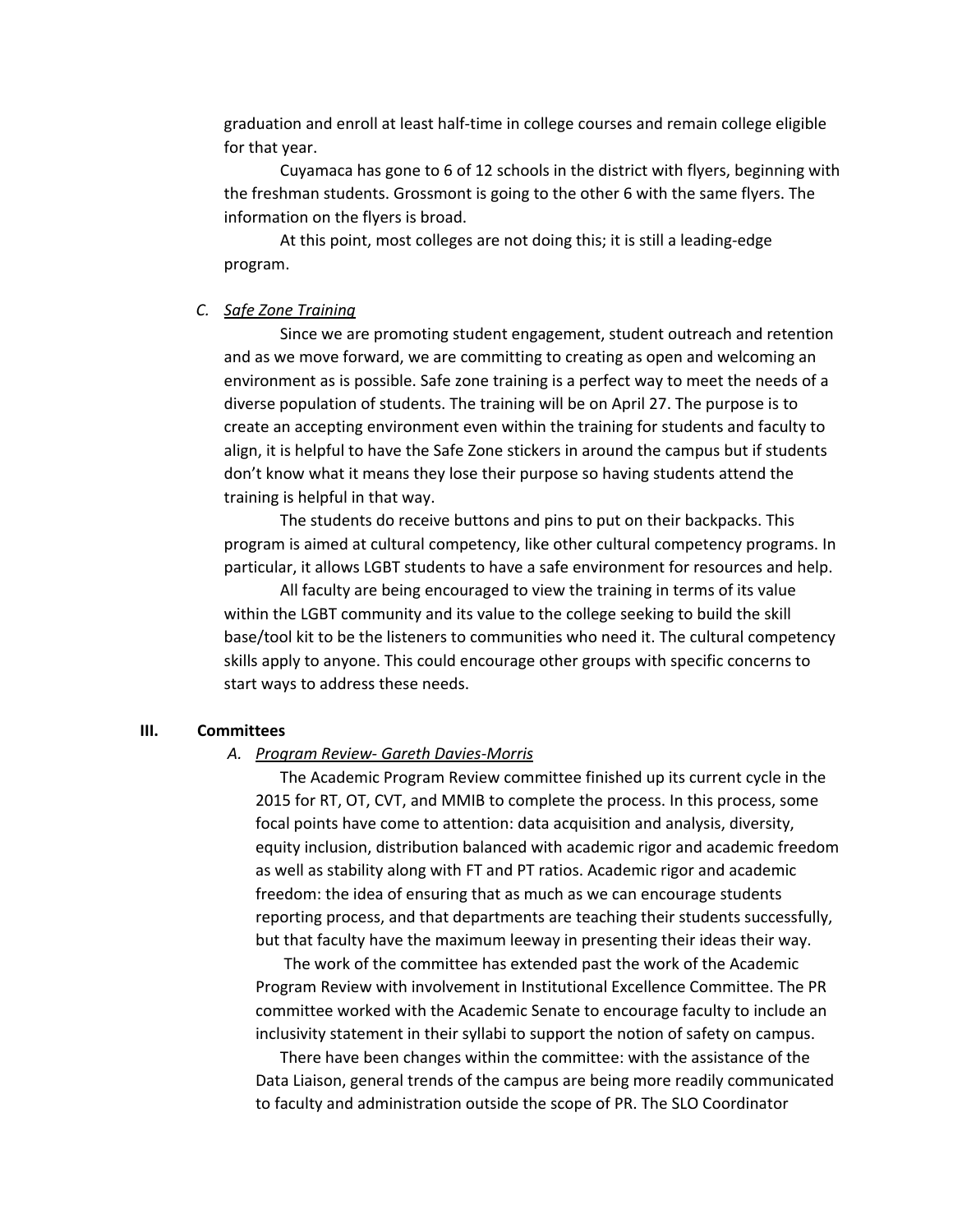graduation and enroll at least half-time in college courses and remain college eligible for that year.

Cuyamaca has gone to 6 of 12 schools in the district with flyers, beginning with the freshman students. Grossmont is going to the other 6 with the same flyers. The information on the flyers is broad.

At this point, most colleges are not doing this; it is still a leading-edge program.

C. *Safe Zone Training*

Since we are promoting student engagement, student outreach and retention and as we move forward, we are committing to creating as open and welcoming an environment as is possible. Safe zone training is a perfect way to meet the needs of a diverse population of students. The training will be on April 27. The purpose is to create an accepting environment even within the training for students and faculty to align, it is helpful to have the Safe Zone stickers in around the campus but if students don't know what it means they lose their purpose so having students attend the training is helpful in that way.

The students do receive buttons and pins to put on their backpacks. This program is aimed at cultural competency, like other cultural competency programs. In particular, it allows LGBT students to have a safe environment for resources and help.

All faculty are being encouraged to view the training in terms of its value within the LGBT community and its value to the college seeking to build the skill base/tool kit to be the listeners to communities who need it. The cultural competency skills apply to anyone. This could encourage other groups with specific concerns to start ways to address these needs.

## III. Committees

A. *Program Review- Gareth Davies-Morris*

The Academic Program Review committee finished up its current cycle in the 2015 for RT, OT, CVT, and MMIB to complete the process. In this process, some focal points have come to attention: data acquisition and analysis, diversity, equity inclusion, distribution balanced with academic rigor and academic freedom as well as stability along with FT and PT ratios. Academic rigor and academic freedom: the idea of ensuring that as much as we can encourage students reporting process, and that departments are teaching their students successfully, but that faculty have the maximum leeway in presenting their ideas their way.

The work of the committee has extended past the work of the Academic Program Review with involvement in Institutional Excellence Committee. The PR committee worked with the Academic Senate to encourage faculty to include an inclusivity statement in their syllabi to support the notion of safety on campus.

There have been changes within the committee: with the assistance of the Data Liaison, general trends of the campus are being more readily communicated to faculty and administration outside the scope of PR. The SLO Coordinator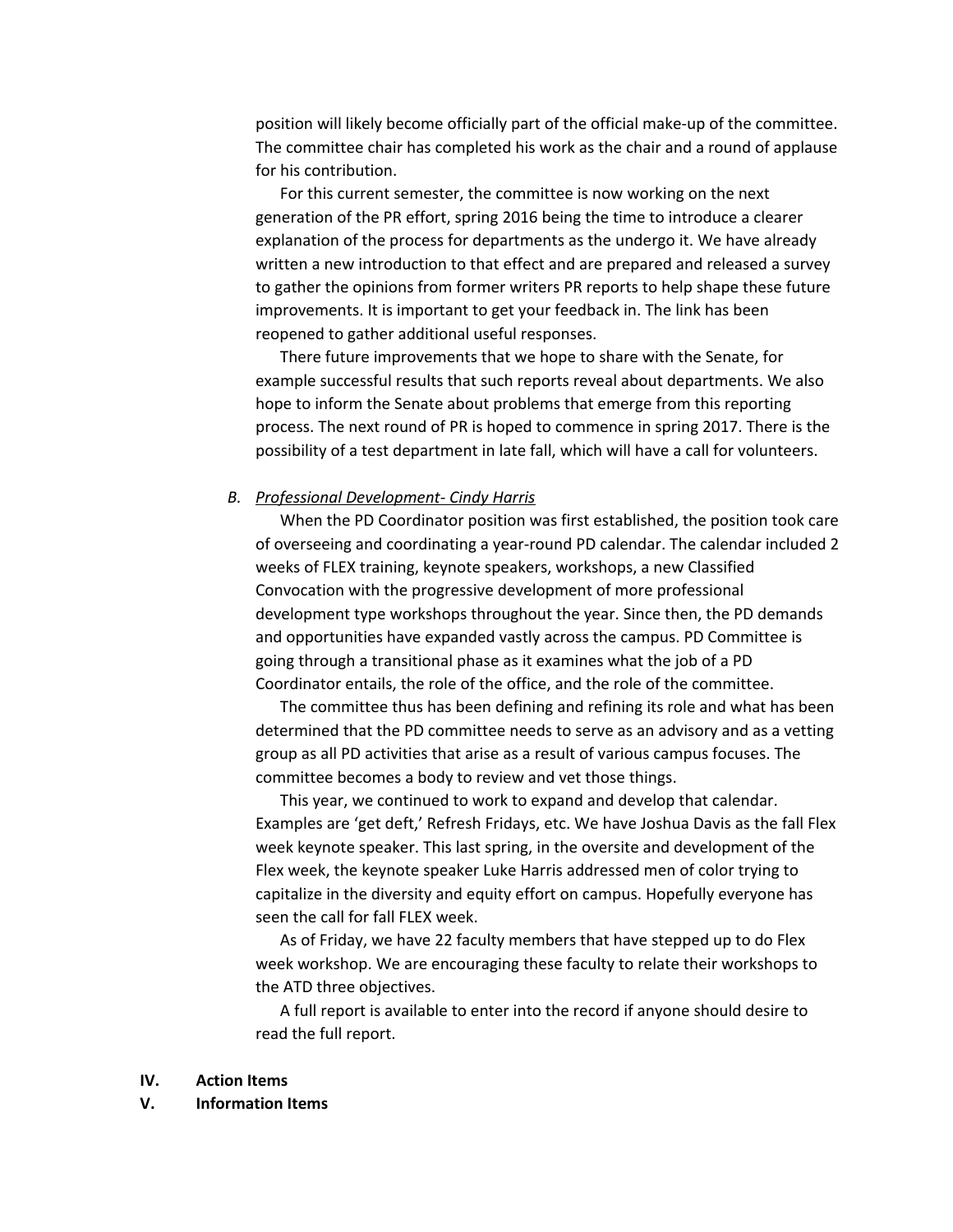position will likely become officially part of the official make-up of the committee. The committee chair has completed his work as the chair and a round of applause for his contribution.

For this current semester, the committee is now working on the next generation of the PR effort, spring 2016 being the time to introduce a clearer explanation of the process for departments as the undergo it. We have already written a new introduction to that effect and are prepared and released a survey to gather the opinions from former writers PR reports to help shape these future improvements. It is important to get your feedback in. The link has been reopened to gather additional useful responses.

There future improvements that we hope to share with the Senate, for example successful results that such reports reveal about departments. We also hope to inform the Senate about problems that emerge from this reporting process. The next round of PR is hoped to commence in spring 2017. There is the possibility of a test department in late fall, which will have a call for volunteers.

*B. Professional Development- Cindy Harris*

When the PD Coordinator position was first established, the position took care of overseeing and coordinating a year-round PD calendar. The calendar included 2 weeks of FLEX training, keynote speakers, workshops, a new Classified Convocation with the progressive development of more professional development type workshops throughout the year. Since then, the PD demands and opportunities have expanded vastly across the campus. PD Committee is going through a transitional phase as it examines what the job of a PD Coordinator entails, the role of the office, and the role of the committee.

The committee thus has been defining and refining its role and what has been determined that the PD committee needs to serve as an advisory and as a vetting group as all PD activities that arise as a result of various campus focuses. The committee becomes a body to review and vet those things.

This year, we continued to work to expand and develop that calendar. Examples are 'get deft,' Refresh Fridays, etc. We have Joshua Davis as the fall Flex week keynote speaker. This last spring, in the oversite and development of the Flex week, the keynote speaker Luke Harris addressed men of color trying to capitalize in the diversity and equity effort on campus. Hopefully everyone has seen the call for fall FLEX week.

As of Friday, we have 22 faculty members that have stepped up to do Flex week workshop. We are encouraging these faculty to relate their workshops to the ATD three objectives.

A full report is available to enter into the record if anyone should desire to read the full report.

**IV. Action Items**

**V. Information Items**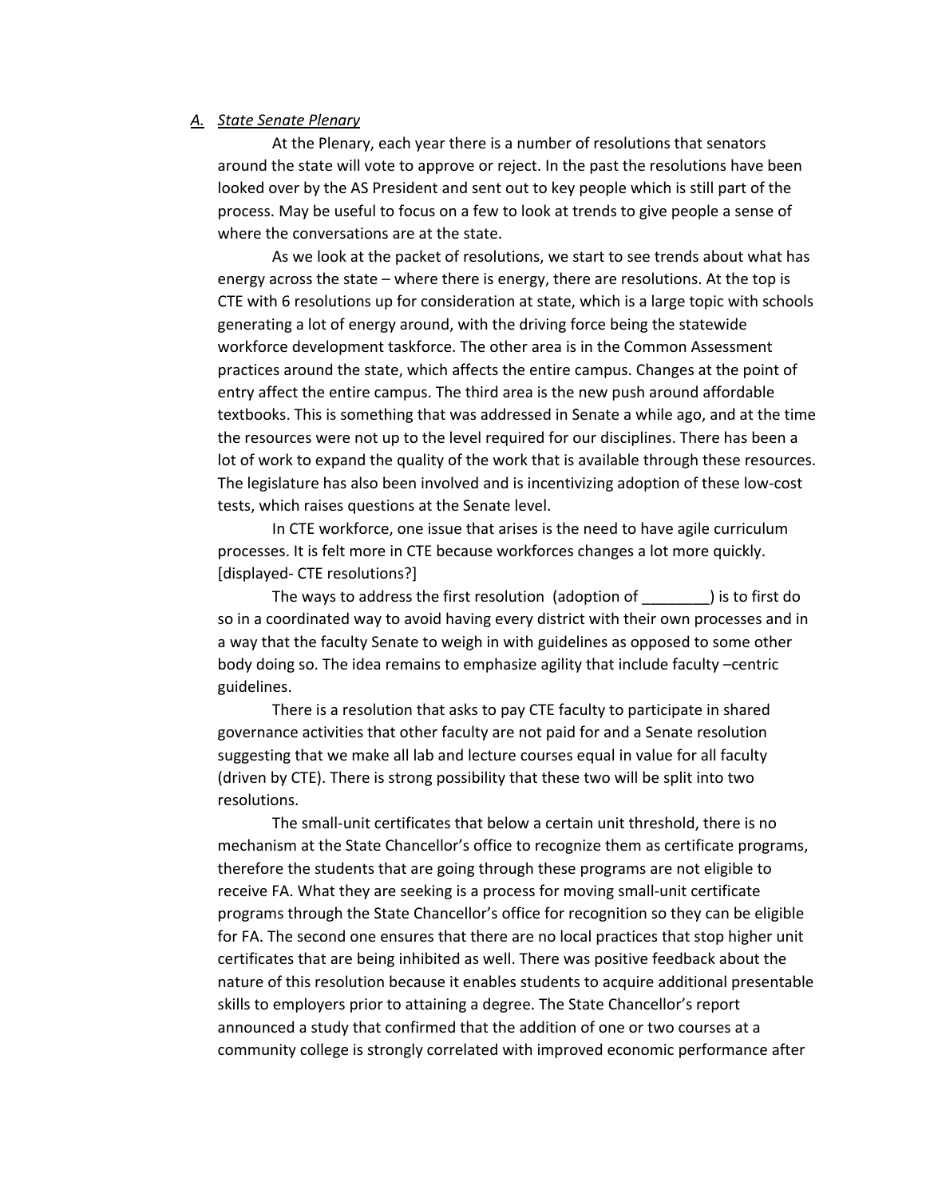*A. State Senate Plenary*

At the Plenary, each year there is a number of resolutions that senators around the state will vote to approve or reject. In the past the resolutions have been looked over by the AS President and sent out to key people which is still part of the process. May be useful to focus on a few to look at trends to give people a sense of where the conversations are at the state.

As we look at the packet of resolutions, we start to see trends about what has energy across the state – where there is energy, there are resolutions. At the top is CTE with 6 resolutions up for consideration at state, which is a large topic with schools generating a lot of energy around, with the driving force being the statewide workforce development taskforce. The other area is in the Common Assessment practices around the state, which affects the entire campus. Changes at the point of entry affect the entire campus. The third area is the new push around affordable textbooks. This is something that was addressed in Senate a while ago, and at the time the resources were not up to the level required for our disciplines. There has been a lot of work to expand the quality of the work that is available through these resources. The legislature has also been involved and is incentivizing adoption of these low-cost tests, which raises questions at the Senate level.

In CTE workforce, one issue that arises is the need to have agile curriculum processes. It is felt more in CTE because workforces changes a lot more quickly. [displayed- CTE resolutions?]

The ways to address the first resolution (adoption of ________) is to first do so in a coordinated way to avoid having every district with their own processes and in a way that the faculty Senate to weigh in with guidelines as opposed to some other body doing so. The idea remains to emphasize agility that include faculty –centric guidelines.

There is a resolution that asks to pay CTE faculty to participate in shared governance activities that other faculty are not paid for and a Senate resolution suggesting that we make all lab and lecture courses equal in value for all faculty (driven by CTE). There is strong possibility that these two will be split into two resolutions.

The small-unit certificates that below a certain unit threshold, there is no mechanism at the State Chancellor's office to recognize them as certificate programs, therefore the students that are going through these programs are not eligible to receive FA. What they are seeking is a process for moving small-unit certificate programs through the State Chancellor's office for recognition so they can be eligible for FA. The second one ensures that there are no local practices that stop higher unit certificates that are being inhibited as well. There was positive feedback about the nature of this resolution because it enables students to acquire additional presentable skills to employers prior to attaining a degree. The State Chancellor's report announced a study that confirmed that the addition of one or two courses at a community college is strongly correlated with improved economic performance after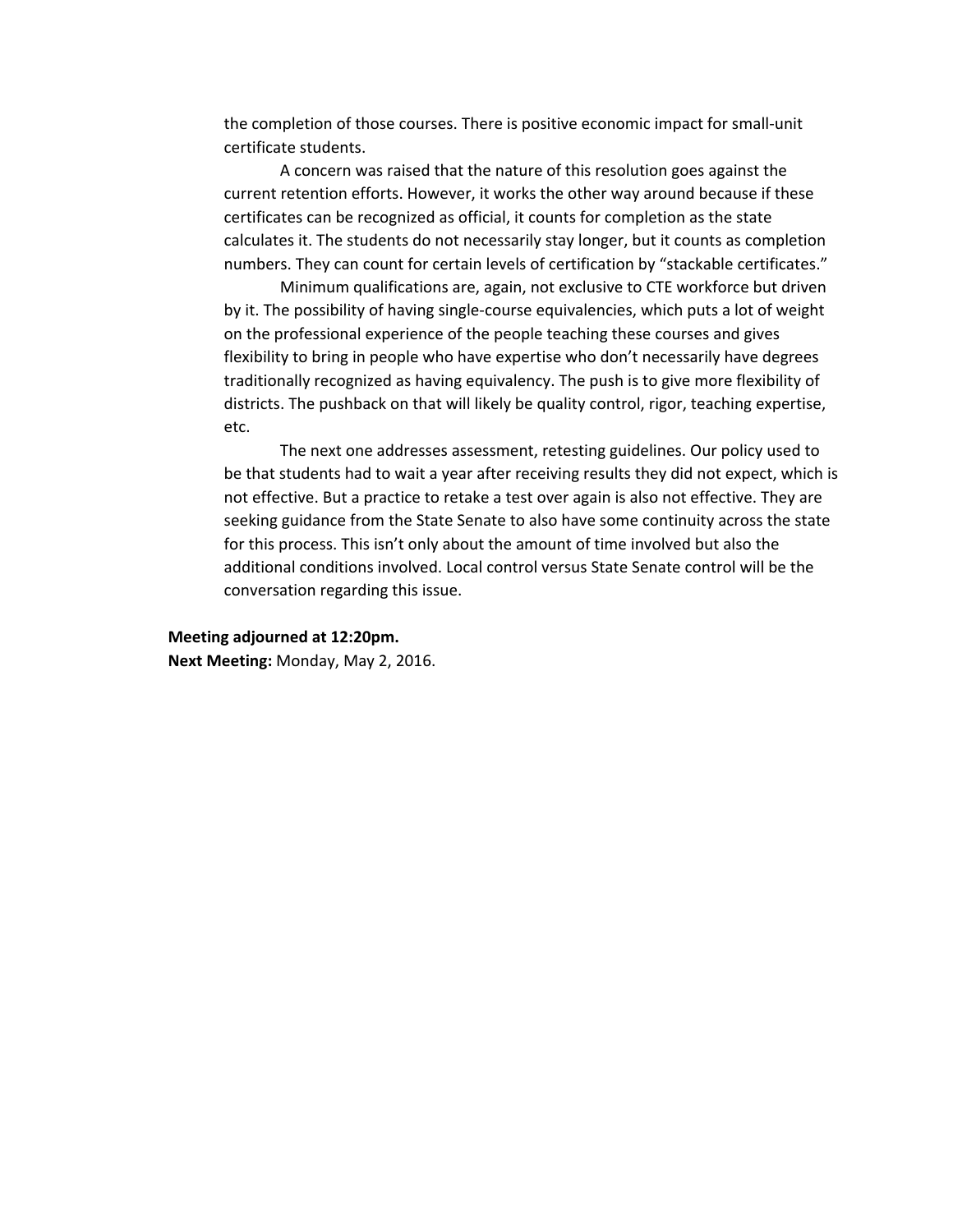the completion of those courses. There is positive economic impact for small-unit certificate students.

A concern was raised that the nature of this resolution goes against the current retention efforts. However, it works the other way around because if these certificates can be recognized as official, it counts for completion as the state calculates it. The students do not necessarily stay longer, but it counts as completion numbers. They can count for certain levels of certification by "stackable certificates."

Minimum qualifications are, again, not exclusive to CTE workforce but driven by it. The possibility of having single-course equivalencies, which puts a lot of weight on the professional experience of the people teaching these courses and gives flexibility to bring in people who have expertise who don't necessarily have degrees traditionally recognized as having equivalency. The push is to give more flexibility of districts. The pushback on that will likely be quality control, rigor, teaching expertise, etc.

The next one addresses assessment, retesting guidelines. Our policy used to be that students had to wait a year after receiving results they did not expect, which is not effective. But a practice to retake a test over again is also not effective. They are seeking guidance from the State Senate to also have some continuity across the state for this process. This isn't only about the amount of time involved but also the additional conditions involved. Local control versus State Senate control will be the conversation regarding this issue.

**Meeting adjourned at 12:20pm.**
**Next Meeting:** Monday, May 2, 2016.